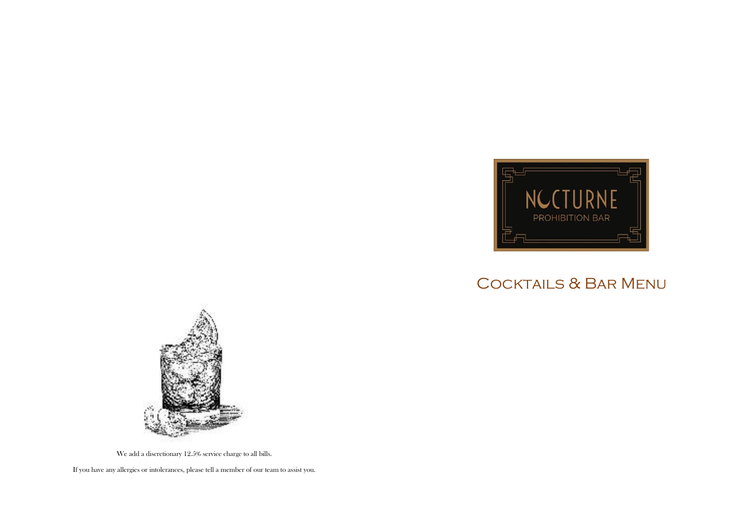NOCTURNE

PROHIBITION BAR

# Cocktails & Bar Menu

We add a discretionary 12.5% service charge to all bills.

If you have any allergies or intolerances, please tell a member of our team to assist you.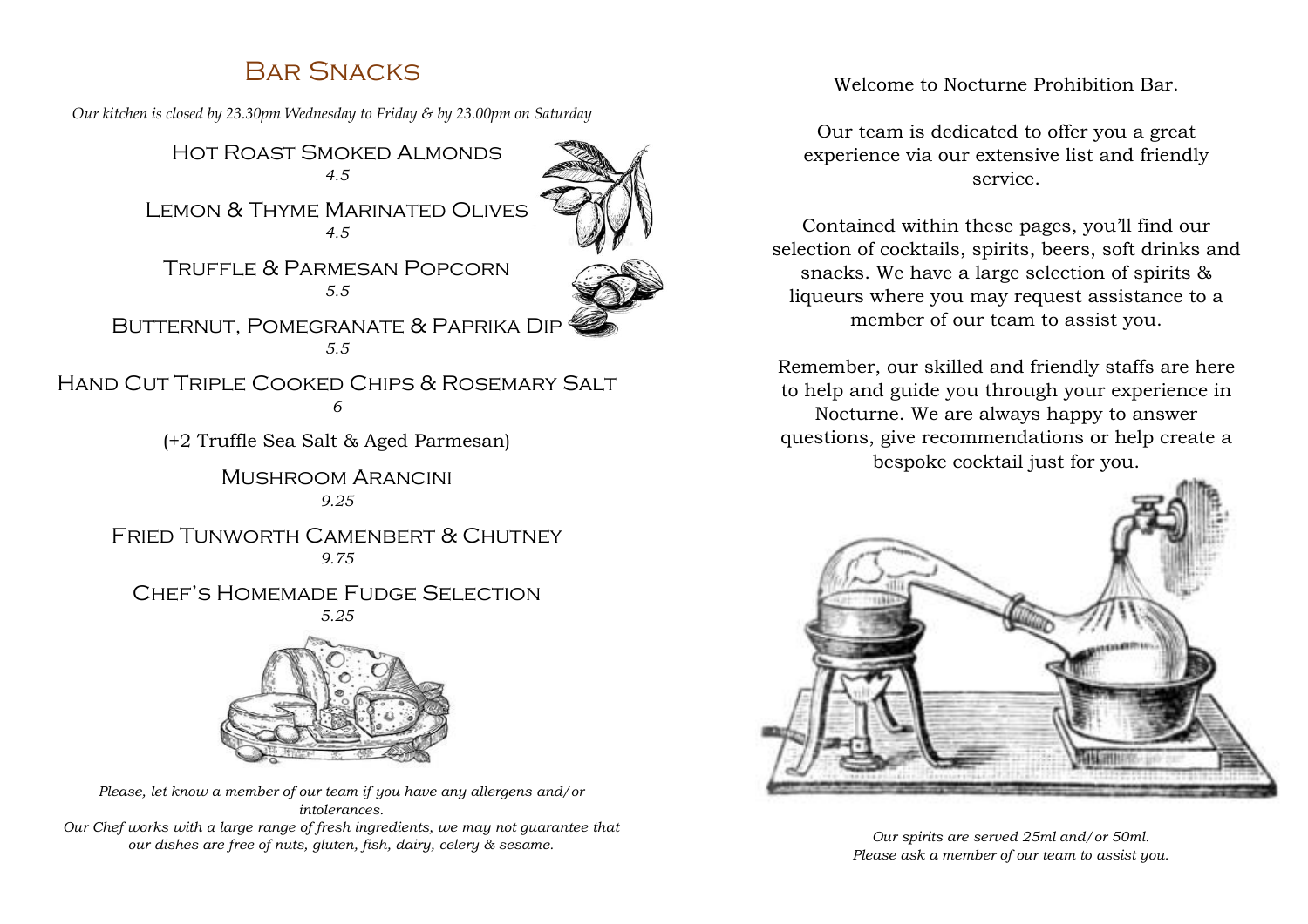## Bar Snacks

*Our kitchen is closed by 23.30pm Wednesday to Friday & by 23.00pm on Saturday*

**Hot Roast Smoked Almonds**
*4.5*

**Lemon & Thyme Marinated Olives**
*4.5*

**Truffle & Parmesan Popcorn**
*5.5*

**Butternut, Pomegranate & Paprika Dip**
*5.5*

**Hand Cut Triple Cooked Chips & Rosemary Salt**
*6*

(+2 Truffle Sea Salt & Aged Parmesan)

**Mushroom Arancini**
*9.25*

**Fried Tunworth Camenbert & Chutney**
*9.75*

**Chef's Homemade Fudge Selection**
*5.25*

*Please, let know a member of our team if you have any allergens and/or intolerances.*
*Our Chef works with a large range of fresh ingredients, we may not guarantee that our dishes are free of nuts, gluten, fish, dairy, celery & sesame.*

Welcome to Nocturne Prohibition Bar.

Our team is dedicated to offer you a great experience via our extensive list and friendly service.

Contained within these pages, you'll find our selection of cocktails, spirits, beers, soft drinks and snacks. We have a large selection of spirits & liqueurs where you may request assistance to a member of our team to assist you.

Remember, our skilled and friendly staffs are here to help and guide you through your experience in Nocturne. We are always happy to answer questions, give recommendations or help create a bespoke cocktail just for you.

*Our spirits are served 25ml and/or 50ml.*
*Please ask a member of our team to assist you.*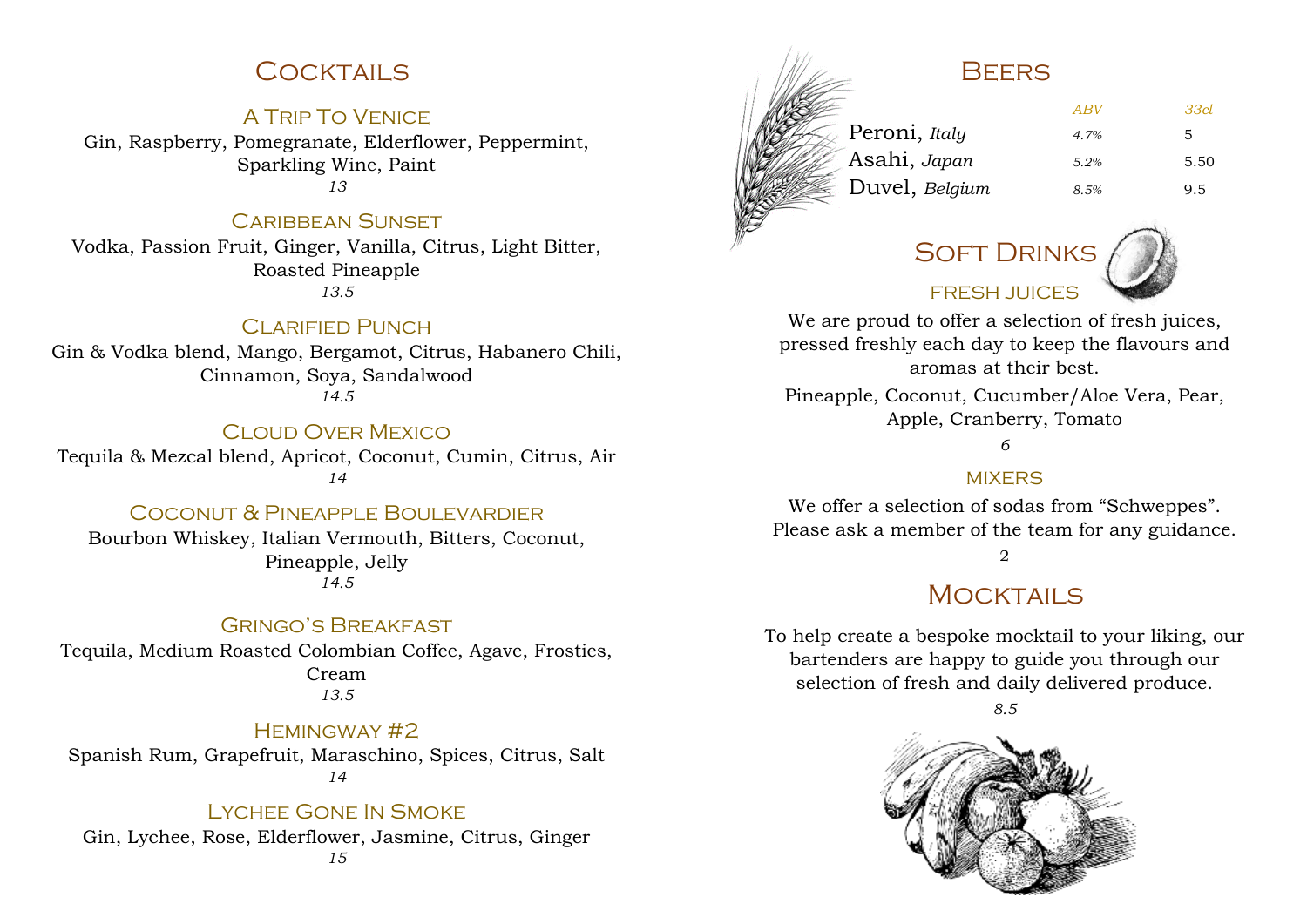# Cocktails

### A Trip To Venice

Gin, Raspberry, Pomegranate, Elderflower, Peppermint, Sparkling Wine, Paint

*13*

### Caribbean Sunset

Vodka, Passion Fruit, Ginger, Vanilla, Citrus, Light Bitter, Roasted Pineapple

*13.5*

### Clarified Punch

Gin & Vodka blend, Mango, Bergamot, Citrus, Habanero Chili, Cinnamon, Soya, Sandalwood

*14.5*

### Cloud Over Mexico

Tequila & Mezcal blend, Apricot, Coconut, Cumin, Citrus, Air

*14*

### Coconut & Pineapple Boulevardier

Bourbon Whiskey, Italian Vermouth, Bitters, Coconut, Pineapple, Jelly

*14.5*

### Gringo's Breakfast

Tequila, Medium Roasted Colombian Coffee, Agave, Frosties, Cream

*13.5*

### Hemingway #2

Spanish Rum, Grapefruit, Maraschino, Spices, Citrus, Salt

*14*

### Lychee Gone In Smoke

Gin, Lychee, Rose, Elderflower, Jasmine, Citrus, Ginger

*15*

# Beers

| | *ABV* | *33cl* |
|---|---|---|
| Peroni, *Italy* | *4.7%* | 5 |
| Asahi, *Japan* | *5.2%* | 5.50 |
| Duvel, *Belgium* | *8.5%* | 9.5 |

# Soft Drinks

### Fresh Juices

We are proud to offer a selection of fresh juices, pressed freshly each day to keep the flavours and aromas at their best.

Pineapple, Coconut, Cucumber/Aloe Vera, Pear, Apple, Cranberry, Tomato

*6*

### Mixers

We offer a selection of sodas from "Schweppes". Please ask a member of the team for any guidance.

2

# Mocktails

To help create a bespoke mocktail to your liking, our bartenders are happy to guide you through our selection of fresh and daily delivered produce.

*8.5*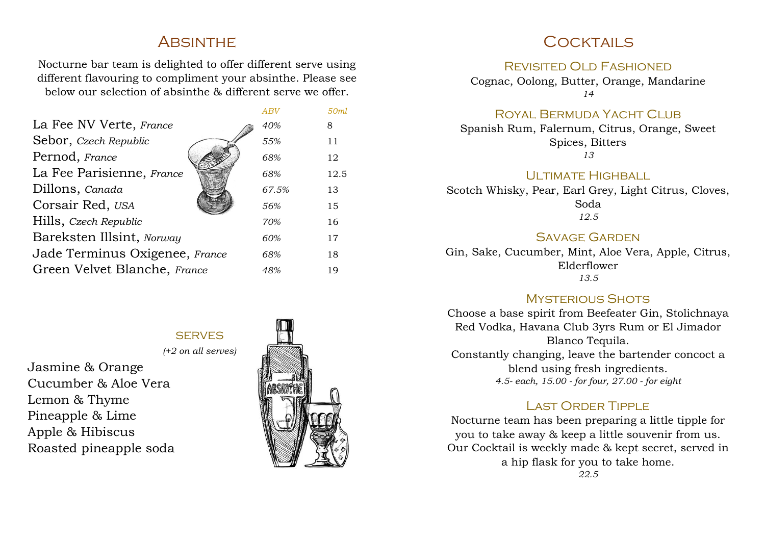# Absinthe

Nocturne bar team is delighted to offer different serve using different flavouring to compliment your absinthe. Please see below our selection of absinthe & different serve we offer.

| | *ABV* | *50ml* |
|---|---|---|
| La Fee NV Verte, *France* | *40%* | 8 |
| Sebor, *Czech Republic* | *55%* | 11 |
| Pernod, *France* | *68%* | 12 |
| La Fee Parisienne, *France* | *68%* | 12.5 |
| Dillons, *Canada* | *67.5%* | 13 |
| Corsair Red, *USA* | *56%* | 15 |
| Hills, *Czech Republic* | *70%* | 16 |
| Bareksten Illsint, *Norway* | *60%* | 17 |
| Jade Terminus Oxigenee, *France* | *68%* | 18 |
| Green Velvet Blanche, *France* | *48%* | 19 |

### Serves

*(+2 on all serves)*

Jasmine & Orange
Cucumber & Aloe Vera
Lemon & Thyme
Pineapple & Lime
Apple & Hibiscus
Roasted pineapple soda

# Cocktails

### Revisited Old Fashioned

Cognac, Oolong, Butter, Orange, Mandarine
*14*

### Royal Bermuda Yacht Club

Spanish Rum, Falernum, Citrus, Orange, Sweet Spices, Bitters
*13*

### Ultimate Highball

Scotch Whisky, Pear, Earl Grey, Light Citrus, Cloves, Soda
*12.5*

### Savage Garden

Gin, Sake, Cucumber, Mint, Aloe Vera, Apple, Citrus, Elderflower
*13.5*

### Mysterious Shots

Choose a base spirit from Beefeater Gin, Stolichnaya Red Vodka, Havana Club 3yrs Rum or El Jimador Blanco Tequila.
Constantly changing, leave the bartender concoct a blend using fresh ingredients.
*4.5- each, 15.00 - for four, 27.00 - for eight*

### Last Order Tipple

Nocturne team has been preparing a little tipple for you to take away & keep a little souvenir from us. Our Cocktail is weekly made & kept secret, served in a hip flask for you to take home.
*22.5*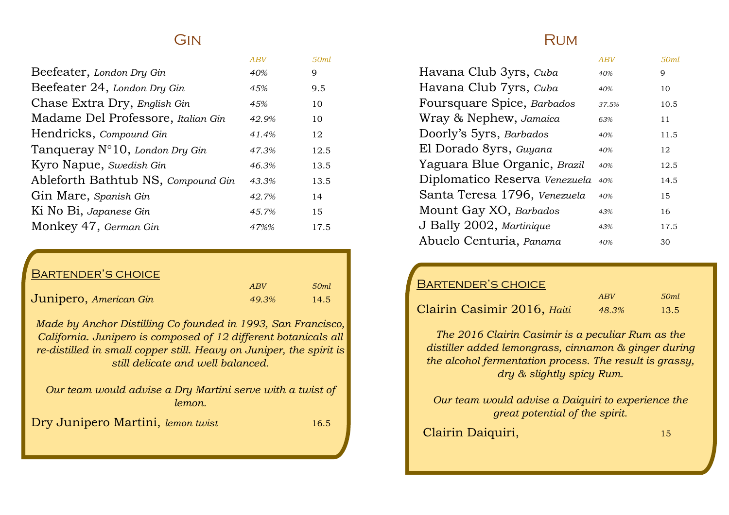## Gin

| | ABV | 50ml |
|---|---|---|
| Beefeater, *London Dry Gin* | *40%* | 9 |
| Beefeater 24, *London Dry Gin* | *45%* | 9.5 |
| Chase Extra Dry, *English Gin* | *45%* | 10 |
| Madame Del Professore, *Italian Gin* | *42.9%* | 10 |
| Hendricks, *Compound Gin* | *41.4%* | 12 |
| Tanqueray N°10, *London Dry Gin* | *47.3%* | 12.5 |
| Kyro Napue, *Swedish Gin* | *46.3%* | 13.5 |
| Ableforth Bathtub NS, *Compound Gin* | *43.3%* | 13.5 |
| Gin Mare, *Spanish Gin* | *42.7%* | 14 |
| Ki No Bi, *Japanese Gin* | *45.7%* | 15 |
| Monkey 47, *German Gin* | *47%%* | 17.5 |

### Bartender's choice

| | ABV | 50ml |
|---|---|---|
| Junipero, *American Gin* | *49.3%* | 14.5 |

*Made by Anchor Distilling Co founded in 1993, San Francisco, California. Junipero is composed of 12 different botanicals all re-distilled in small copper still. Heavy on Juniper, the spirit is still delicate and well balanced.*

*Our team would advise a Dry Martini serve with a twist of lemon.*

Dry Junipero Martini, *lemon twist* — 16.5

## Rum

| | ABV | 50ml |
|---|---|---|
| Havana Club 3yrs, *Cuba* | *40%* | 9 |
| Havana Club 7yrs, *Cuba* | *40%* | 10 |
| Foursquare Spice, *Barbados* | *37.5%* | 10.5 |
| Wray & Nephew, *Jamaica* | *63%* | 11 |
| Doorly's 5yrs, *Barbados* | *40%* | 11.5 |
| El Dorado 8yrs, *Guyana* | *40%* | 12 |
| Yaguara Blue Organic, *Brazil* | *40%* | 12.5 |
| Diplomatico Reserva *Venezuela* | *40%* | 14.5 |
| Santa Teresa 1796, *Venezuela* | *40%* | 15 |
| Mount Gay XO, *Barbados* | *43%* | 16 |
| J Bally 2002, *Martinique* | *43%* | 17.5 |
| Abuelo Centuria, *Panama* | *40%* | 30 |

### Bartender's choice

| | ABV | 50ml |
|---|---|---|
| Clairin Casimir 2016, *Haiti* | *48.3%* | 13.5 |

*The 2016 Clairin Casimir is a peculiar Rum as the distiller added lemongrass, cinnamon & ginger during the alcohol fermentation process. The result is grassy, dry & slightly spicy Rum.*

*Our team would advise a Daiquiri to experience the great potential of the spirit.*

Clairin Daiquiri, — 15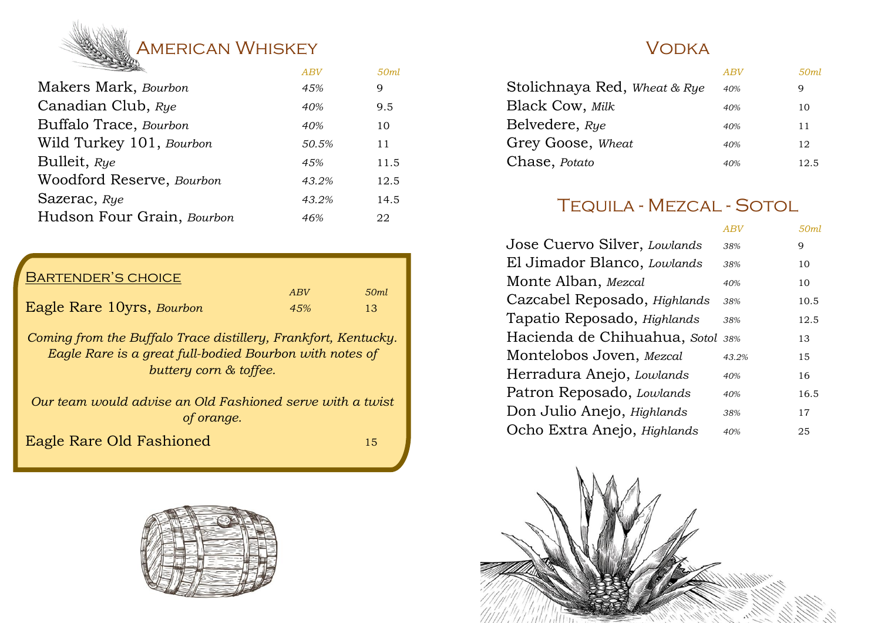## American Whiskey

| | ABV | 50ml |
|---|---|---|
| Makers Mark, *Bourbon* | *45%* | 9 |
| Canadian Club, *Rye* | *40%* | 9.5 |
| Buffalo Trace, *Bourbon* | *40%* | 10 |
| Wild Turkey 101, *Bourbon* | *50.5%* | 11 |
| Bulleit, *Rye* | *45%* | 11.5 |
| Woodford Reserve, *Bourbon* | *43.2%* | 12.5 |
| Sazerac, *Rye* | *43.2%* | 14.5 |
| Hudson Four Grain, *Bourbon* | *46%* | 22 |

### Bartender's choice

| | ABV | 50ml |
|---|---|---|
| Eagle Rare 10yrs, *Bourbon* | *45%* | 13 |

*Coming from the Buffalo Trace distillery, Frankfort, Kentucky. Eagle Rare is a great full-bodied Bourbon with notes of buttery corn & toffee.*

*Our team would advise an Old Fashioned serve with a twist of orange.*

| | |
|---|---|
| Eagle Rare Old Fashioned | 15 |

## Vodka

| | ABV | 50ml |
|---|---|---|
| Stolichnaya Red, *Wheat & Rye* | *40%* | 9 |
| Black Cow, *Milk* | *40%* | 10 |
| Belvedere, *Rye* | *40%* | 11 |
| Grey Goose, *Wheat* | *40%* | 12 |
| Chase, *Potato* | *40%* | 12.5 |

## Tequila - Mezcal - Sotol

| | ABV | 50ml |
|---|---|---|
| Jose Cuervo Silver, *Lowlands* | *38%* | 9 |
| El Jimador Blanco, *Lowlands* | *38%* | 10 |
| Monte Alban, *Mezcal* | *40%* | 10 |
| Cazcabel Reposado, *Highlands* | *38%* | 10.5 |
| Tapatio Reposado, *Highlands* | *38%* | 12.5 |
| Hacienda de Chihuahua, *Sotol* | *38%* | 13 |
| Montelobos Joven, *Mezcal* | *43.2%* | 15 |
| Herradura Anejo, *Lowlands* | *40%* | 16 |
| Patron Reposado, *Lowlands* | *40%* | 16.5 |
| Don Julio Anejo, *Highlands* | *38%* | 17 |
| Ocho Extra Anejo, *Highlands* | *40%* | 25 |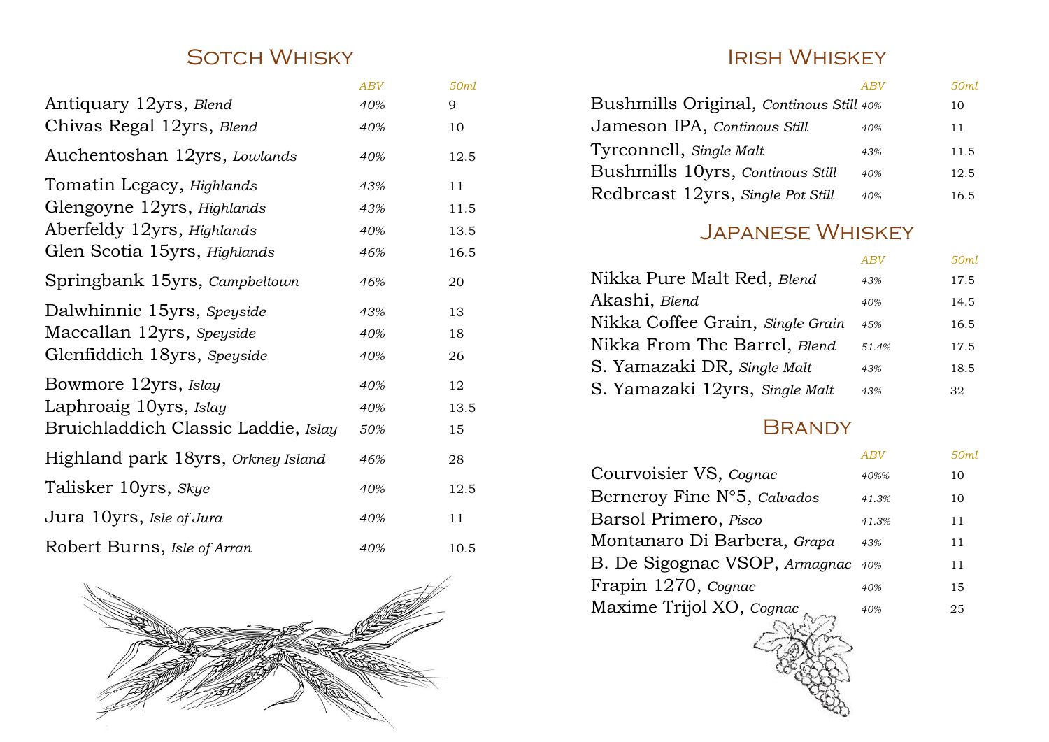## Sotch Whisky

| | ABV | 50ml |
|---|---|---|
| Antiquary 12yrs, *Blend* | 40% | 9 |
| Chivas Regal 12yrs, *Blend* | 40% | 10 |
| Auchentoshan 12yrs, *Lowlands* | 40% | 12.5 |
| Tomatin Legacy, *Highlands* | 43% | 11 |
| Glengoyne 12yrs, *Highlands* | 43% | 11.5 |
| Aberfeldy 12yrs, *Highlands* | 40% | 13.5 |
| Glen Scotia 15yrs, *Highlands* | 46% | 16.5 |
| Springbank 15yrs, *Campbeltown* | 46% | 20 |
| Dalwhinnie 15yrs, *Speyside* | 43% | 13 |
| Maccallan 12yrs, *Speyside* | 40% | 18 |
| Glenfiddich 18yrs, *Speyside* | 40% | 26 |
| Bowmore 12yrs, *Islay* | 40% | 12 |
| Laphroaig 10yrs, *Islay* | 40% | 13.5 |
| Bruichladdich Classic Laddie, *Islay* | 50% | 15 |
| Highland park 18yrs, *Orkney Island* | 46% | 28 |
| Talisker 10yrs, *Skye* | 40% | 12.5 |
| Jura 10yrs, *Isle of Jura* | 40% | 11 |
| Robert Burns, *Isle of Arran* | 40% | 10.5 |

## Irish Whiskey

| | ABV | 50ml |
|---|---|---|
| Bushmills Original, *Continous Still* | 40% | 10 |
| Jameson IPA, *Continous Still* | 40% | 11 |
| Tyrconnell, *Single Malt* | 43% | 11.5 |
| Bushmills 10yrs, *Continous Still* | 40% | 12.5 |
| Redbreast 12yrs, *Single Pot Still* | 40% | 16.5 |

## Japanese Whiskey

| | ABV | 50ml |
|---|---|---|
| Nikka Pure Malt Red, *Blend* | 43% | 17.5 |
| Akashi, *Blend* | 40% | 14.5 |
| Nikka Coffee Grain, *Single Grain* | 45% | 16.5 |
| Nikka From The Barrel, *Blend* | 51.4% | 17.5 |
| S. Yamazaki DR, *Single Malt* | 43% | 18.5 |
| S. Yamazaki 12yrs, *Single Malt* | 43% | 32 |

## Brandy

| | ABV | 50ml |
|---|---|---|
| Courvoisier VS, *Cognac* | 40%% | 10 |
| Berneroy Fine N°5, *Calvados* | 41.3% | 10 |
| Barsol Primero, *Pisco* | 41.3% | 11 |
| Montanaro Di Barbera, *Grapa* | 43% | 11 |
| B. De Sigognac VSOP, *Armagnac* | 40% | 11 |
| Frapin 1270, *Cognac* | 40% | 15 |
| Maxime Trijol XO, *Cognac* | 40% | 25 |